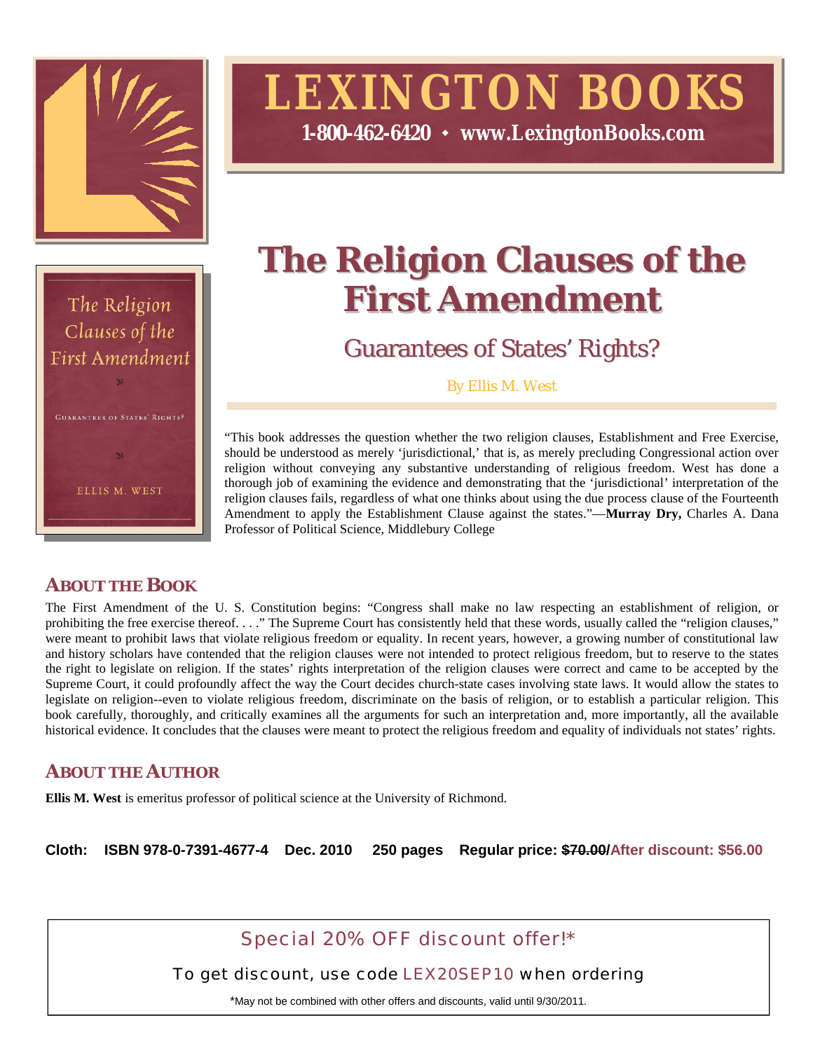# LEXINGTON BOOKS

**1-800-462-6420 • www.LexingtonBooks.com**

# The Religion Clauses of the First Amendment

## Guarantees of States' Rights?

By Ellis M. West

"This book addresses the question whether the two religion clauses, Establishment and Free Exercise, should be understood as merely 'jurisdictional,' that is, as merely precluding Congressional action over religion without conveying any substantive understanding of religious freedom. West has done a thorough job of examining the evidence and demonstrating that the 'jurisdictional' interpretation of the religion clauses fails, regardless of what one thinks about using the due process clause of the Fourteenth Amendment to apply the Establishment Clause against the states."—**Murray Dry,** Charles A. Dana Professor of Political Science, Middlebury College

## About the Book

The First Amendment of the U. S. Constitution begins: "Congress shall make no law respecting an establishment of religion, or prohibiting the free exercise thereof. . . ." The Supreme Court has consistently held that these words, usually called the "religion clauses," were meant to prohibit laws that violate religious freedom or equality. In recent years, however, a growing number of constitutional law and history scholars have contended that the religion clauses were not intended to protect religious freedom, but to reserve to the states the right to legislate on religion. If the states' rights interpretation of the religion clauses were correct and came to be accepted by the Supreme Court, it could profoundly affect the way the Court decides church-state cases involving state laws. It would allow the states to legislate on religion--even to violate religious freedom, discriminate on the basis of religion, or to establish a particular religion. This book carefully, thoroughly, and critically examines all the arguments for such an interpretation and, more importantly, all the available historical evidence. It concludes that the clauses were meant to protect the religious freedom and equality of individuals not states' rights.

## About the Author

**Ellis M. West** is emeritus professor of political science at the University of Richmond.

**Cloth: ISBN 978-0-7391-4677-4 Dec. 2010 250 pages Regular price: ~~$70.00~~/After discount: $56.00**

Special 20% OFF discount offer!*

To get discount, use code LEX20SEP10 when ordering

*May not be combined with other offers and discounts, valid until 9/30/2011.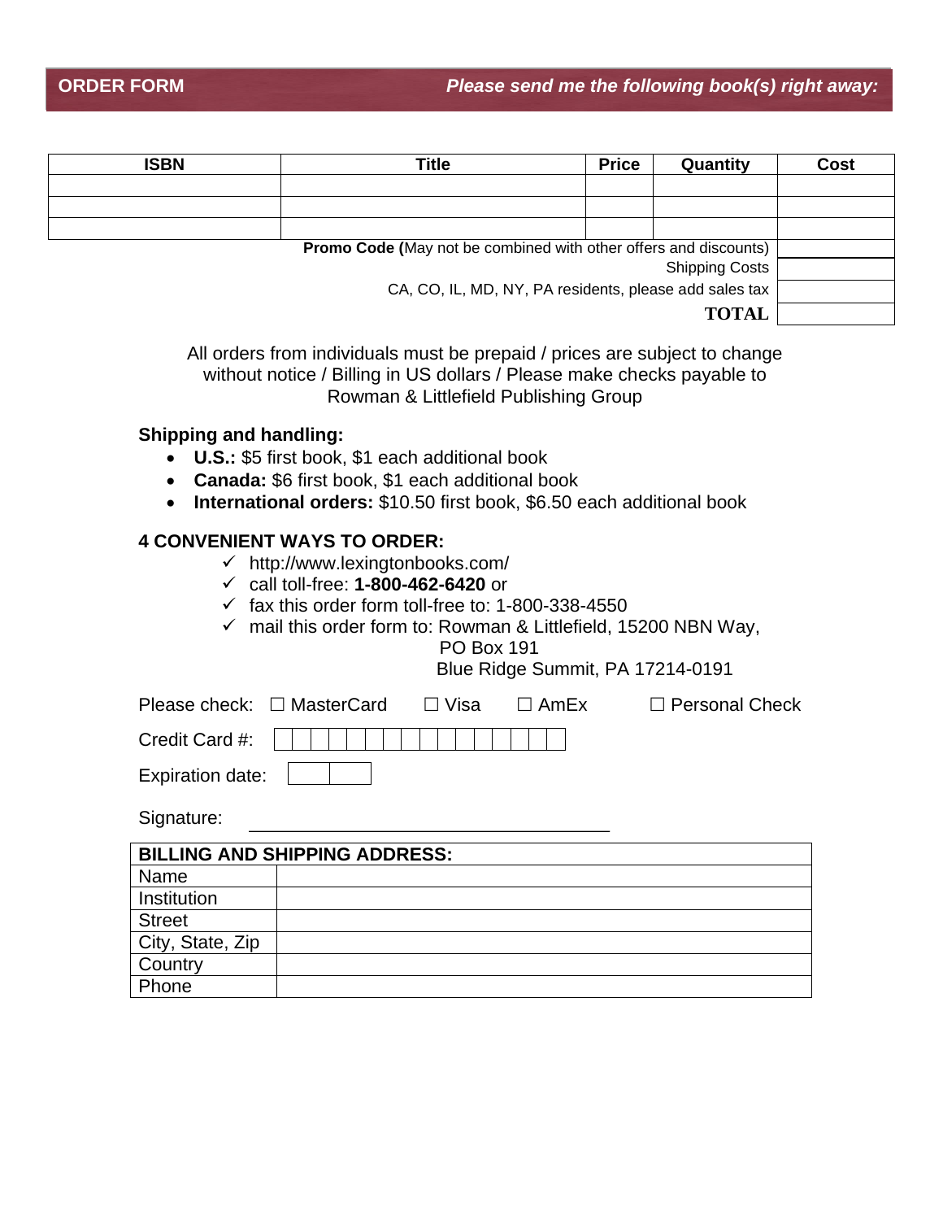**ORDER FORM** *Please send me the following book(s) right away:*

| ISBN | Title | Price | Quantity | Cost |
|---|---|---|---|---|
| | | | | |
| | | | | |
| | | | | |
| | **Promo Code (**May not be combined with other offers and discounts) | | | |
| | Shipping Costs | | | |
| | CA, CO, IL, MD, NY, PA residents, please add sales tax | | | |
| | **TOTAL** | | | |

All orders from individuals must be prepaid / prices are subject to change without notice / Billing in US dollars / Please make checks payable to Rowman & Littlefield Publishing Group

**Shipping and handling:**

- **U.S.:** $5 first book, $1 each additional book
- **Canada:** $6 first book, $1 each additional book
- **International orders:** $10.50 first book, $6.50 each additional book

**4 CONVENIENT WAYS TO ORDER:**

- ✓ http://www.lexingtonbooks.com/
- ✓ call toll-free: **1-800-462-6420** or
- ✓ fax this order form toll-free to: 1-800-338-4550
- ✓ mail this order form to: Rowman & Littlefield, 15200 NBN Way,
  PO Box 191
  Blue Ridge Summit, PA 17214-0191

Please check: ☐ MasterCard ☐ Visa ☐ AmEx ☐ Personal Check

Credit Card #: 

Expiration date: 

Signature: ________________________________

| BILLING AND SHIPPING ADDRESS: | |
|---|---|
| Name | |
| Institution | |
| Street | |
| City, State, Zip | |
| Country | |
| Phone | |